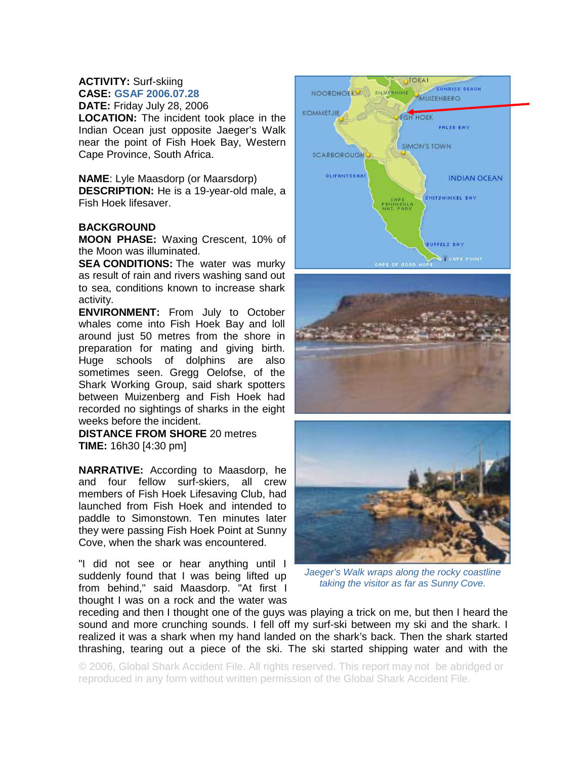**ACTIVITY:** Surf-skiing
**CASE:** GSAF 2006.07.28
**DATE:** Friday July 28, 2006
**LOCATION:** The incident took place in the Indian Ocean just opposite Jaeger's Walk near the point of Fish Hoek Bay, Western Cape Province, South Africa.

**NAME**: Lyle Maasdorp (or Maarsdorp)
**DESCRIPTION:** He is a 19-year-old male, a Fish Hoek lifesaver.

**BACKGROUND**
**MOON PHASE:** Waxing Crescent, 10% of the Moon was illuminated.
**SEA CONDITIONS:** The water was murky as result of rain and rivers washing sand out to sea, conditions known to increase shark activity.
**ENVIRONMENT:** From July to October whales come into Fish Hoek Bay and loll around just 50 metres from the shore in preparation for mating and giving birth. Huge schools of dolphins are also sometimes seen. Gregg Oelofse, of the Shark Working Group, said shark spotters between Muizenberg and Fish Hoek had recorded no sightings of sharks in the eight weeks before the incident.
**DISTANCE FROM SHORE** 20 metres
**TIME:** 16h30 [4:30 pm]

*Jaeger's Walk wraps along the rocky coastline taking the visitor as far as Sunny Cove.*

**NARRATIVE:** According to Maasdorp, he and four fellow surf-skiers, all crew members of Fish Hoek Lifesaving Club, had launched from Fish Hoek and intended to paddle to Simonstown. Ten minutes later they were passing Fish Hoek Point at Sunny Cove, when the shark was encountered.

"I did not see or hear anything until I suddenly found that I was being lifted up from behind," said Maasdorp. "At first I thought I was on a rock and the water was receding and then I thought one of the guys was playing a trick on me, but then I heard the sound and more crunching sounds. I fell off my surf-ski between my ski and the shark. I realized it was a shark when my hand landed on the shark's back. Then the shark started thrashing, tearing out a piece of the ski. The ski started shipping water and with the

© 2006, Global Shark Accident File. All rights reserved. This report may not be abridged or reproduced in any form without written permission of the Global Shark Accident File.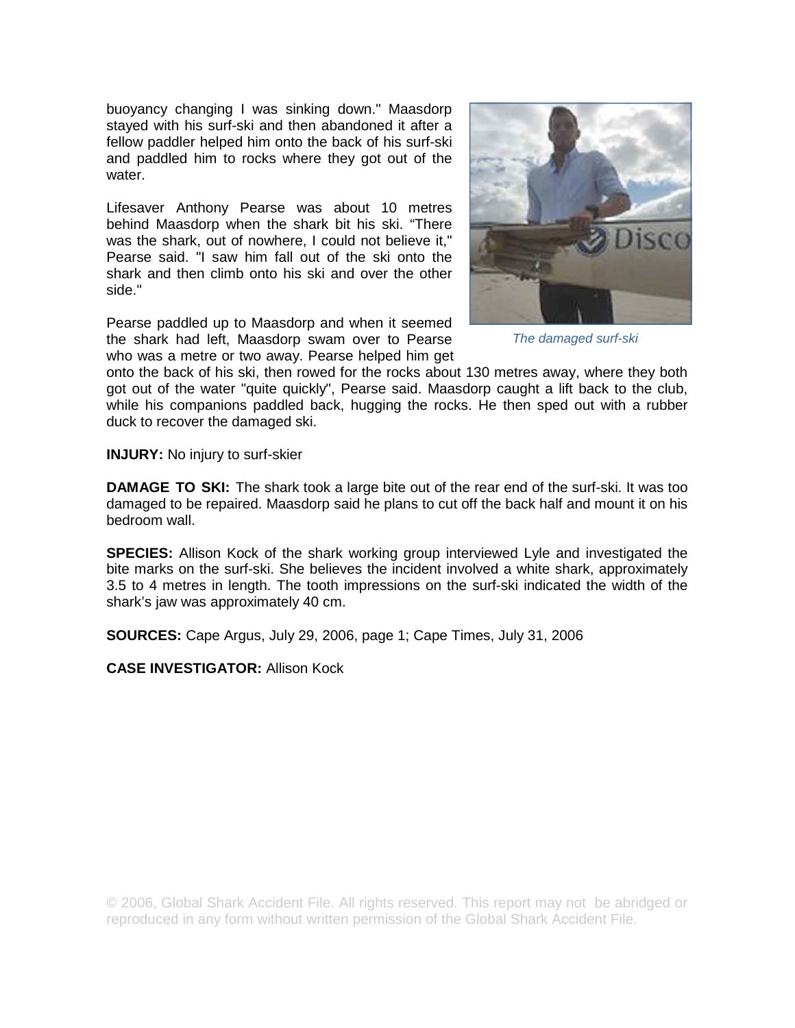buoyancy changing I was sinking down." Maasdorp stayed with his surf-ski and then abandoned it after a fellow paddler helped him onto the back of his surf-ski and paddled him to rocks where they got out of the water.

Lifesaver Anthony Pearse was about 10 metres behind Maasdorp when the shark bit his ski. "There was the shark, out of nowhere, I could not believe it," Pearse said. "I saw him fall out of the ski onto the shark and then climb onto his ski and over the other side."

Pearse paddled up to Maasdorp and when it seemed the shark had left, Maasdorp swam over to Pearse who was a metre or two away. Pearse helped him get onto the back of his ski, then rowed for the rocks about 130 metres away, where they both got out of the water "quite quickly", Pearse said. Maasdorp caught a lift back to the club, while his companions paddled back, hugging the rocks. He then sped out with a rubber duck to recover the damaged ski.

*The damaged surf-ski*

**INJURY:** No injury to surf-skier

**DAMAGE TO SKI:** The shark took a large bite out of the rear end of the surf-ski. It was too damaged to be repaired. Maasdorp said he plans to cut off the back half and mount it on his bedroom wall.

**SPECIES:** Allison Kock of the shark working group interviewed Lyle and investigated the bite marks on the surf-ski. She believes the incident involved a white shark, approximately 3.5 to 4 metres in length. The tooth impressions on the surf-ski indicated the width of the shark's jaw was approximately 40 cm.

**SOURCES:** Cape Argus, July 29, 2006, page 1; Cape Times, July 31, 2006

**CASE INVESTIGATOR:** Allison Kock

© 2006, Global Shark Accident File. All rights reserved. This report may not be abridged or reproduced in any form without written permission of the Global Shark Accident File.